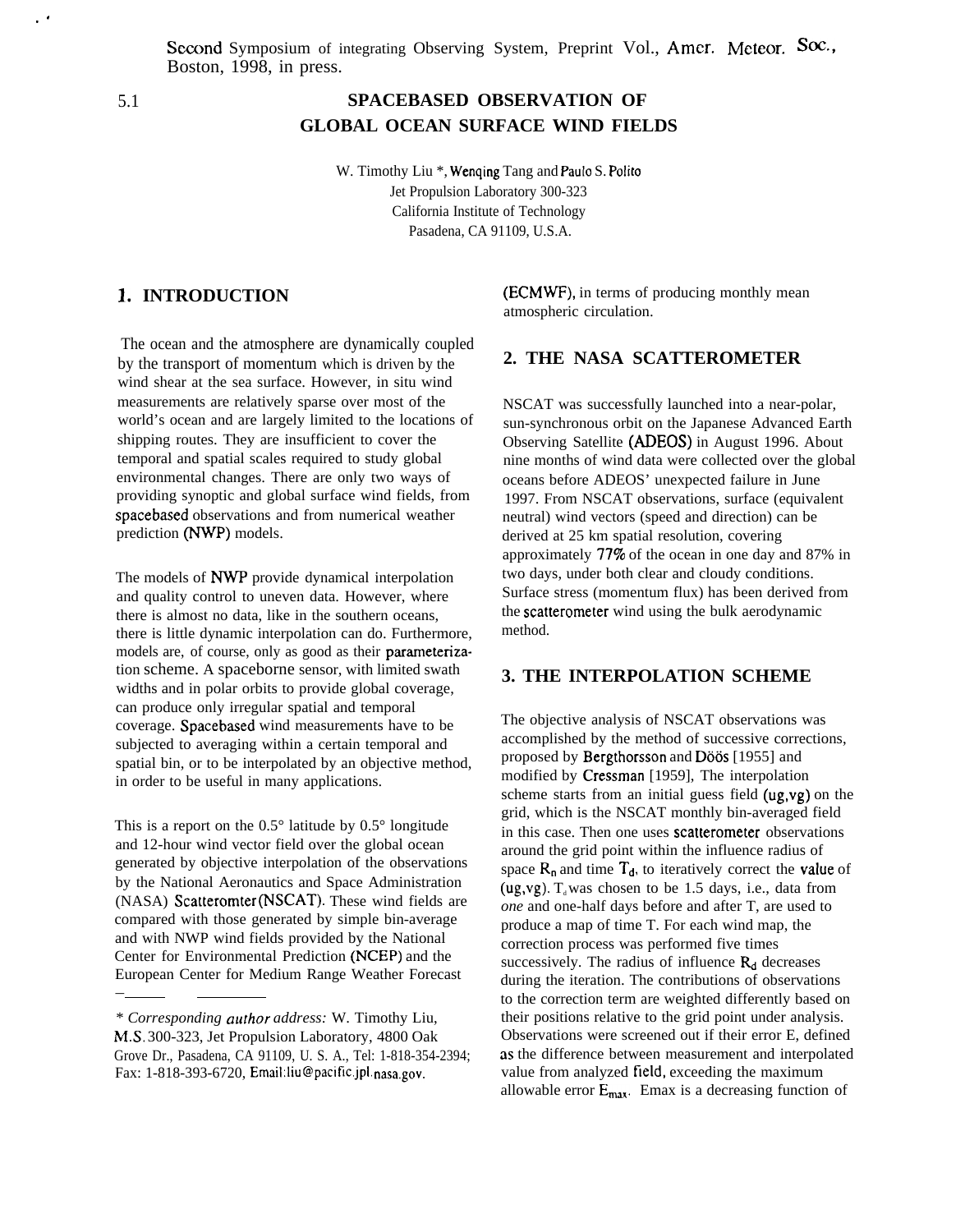Second Symposium of integrating Observing System, Preprint Vol., Amer. Meteor. Soc., Boston, 1998, in press.

5.1

# SPACEBASED OBSERVATION OF GLOBAL OCEAN SURFACE WIND FIELDS

W. Timothy Liu *, Wenqing Tang and Paulo S. Polito
Jet Propulsion Laboratory 300-323
California Institute of Technology
Pasadena, CA 91109, U.S.A.

## 1. INTRODUCTION

The ocean and the atmosphere are dynamically coupled by the transport of momentum which is driven by the wind shear at the sea surface. However, in situ wind measurements are relatively sparse over most of the world's ocean and are largely limited to the locations of shipping routes. They are insufficient to cover the temporal and spatial scales required to study global environmental changes. There are only two ways of providing synoptic and global surface wind fields, from spacebased observations and from numerical weather prediction (NWP) models.

The models of NWP provide dynamical interpolation and quality control to uneven data. However, where there is almost no data, like in the southern oceans, there is little dynamic interpolation can do. Furthermore, models are, of course, only as good as their parameterization scheme. A spaceborne sensor, with limited swath widths and in polar orbits to provide global coverage, can produce only irregular spatial and temporal coverage. Spacebased wind measurements have to be subjected to averaging within a certain temporal and spatial bin, or to be interpolated by an objective method, in order to be useful in many applications.

This is a report on the 0.5° latitude by 0.5° longitude and 12-hour wind vector field over the global ocean generated by objective interpolation of the observations by the National Aeronautics and Space Administration (NASA) Scatteromter (NSCAT). These wind fields are compared with those generated by simple bin-average and with NWP wind fields provided by the National Center for Environmental Prediction (NCEP) and the European Center for Medium Range Weather Forecast (ECMWF), in terms of producing monthly mean atmospheric circulation.

## 2. THE NASA SCATTEROMETER

NSCAT was successfully launched into a near-polar, sun-synchronous orbit on the Japanese Advanced Earth Observing Satellite (ADEOS) in August 1996. About nine months of wind data were collected over the global oceans before ADEOS' unexpected failure in June 1997. From NSCAT observations, surface (equivalent neutral) wind vectors (speed and direction) can be derived at 25 km spatial resolution, covering approximately 77% of the ocean in one day and 87% in two days, under both clear and cloudy conditions. Surface stress (momentum flux) has been derived from the scatterometer wind using the bulk aerodynamic method.

## 3. THE INTERPOLATION SCHEME

The objective analysis of NSCAT observations was accomplished by the method of successive corrections, proposed by Bergthorsson and Döös [1955] and modified by Cressman [1959], The interpolation scheme starts from an initial guess field (ug,vg) on the grid, which is the NSCAT monthly bin-averaged field in this case. Then one uses scatterometer observations around the grid point within the influence radius of space $R_n$ and time $T_d$, to iteratively correct the value of (ug,vg). $T_d$ was chosen to be 1.5 days, i.e., data from *one* and one-half days before and after T, are used to produce a map of time T. For each wind map, the correction process was performed five times successively. The radius of influence $R_d$ decreases during the iteration. The contributions of observations to the correction term are weighted differently based on their positions relative to the grid point under analysis. Observations were screened out if their error E, defined as the difference between measurement and interpolated value from analyzed field, exceeding the maximum allowable error $E_{max}$. Emax is a decreasing function of

* *Corresponding author address:* W. Timothy Liu, M.S. 300-323, Jet Propulsion Laboratory, 4800 Oak Grove Dr., Pasadena, CA 91109, U. S. A., Tel: 1-818-354-2394; Fax: 1-818-393-6720, Email:liu@pacific.jpl.nasa.gov.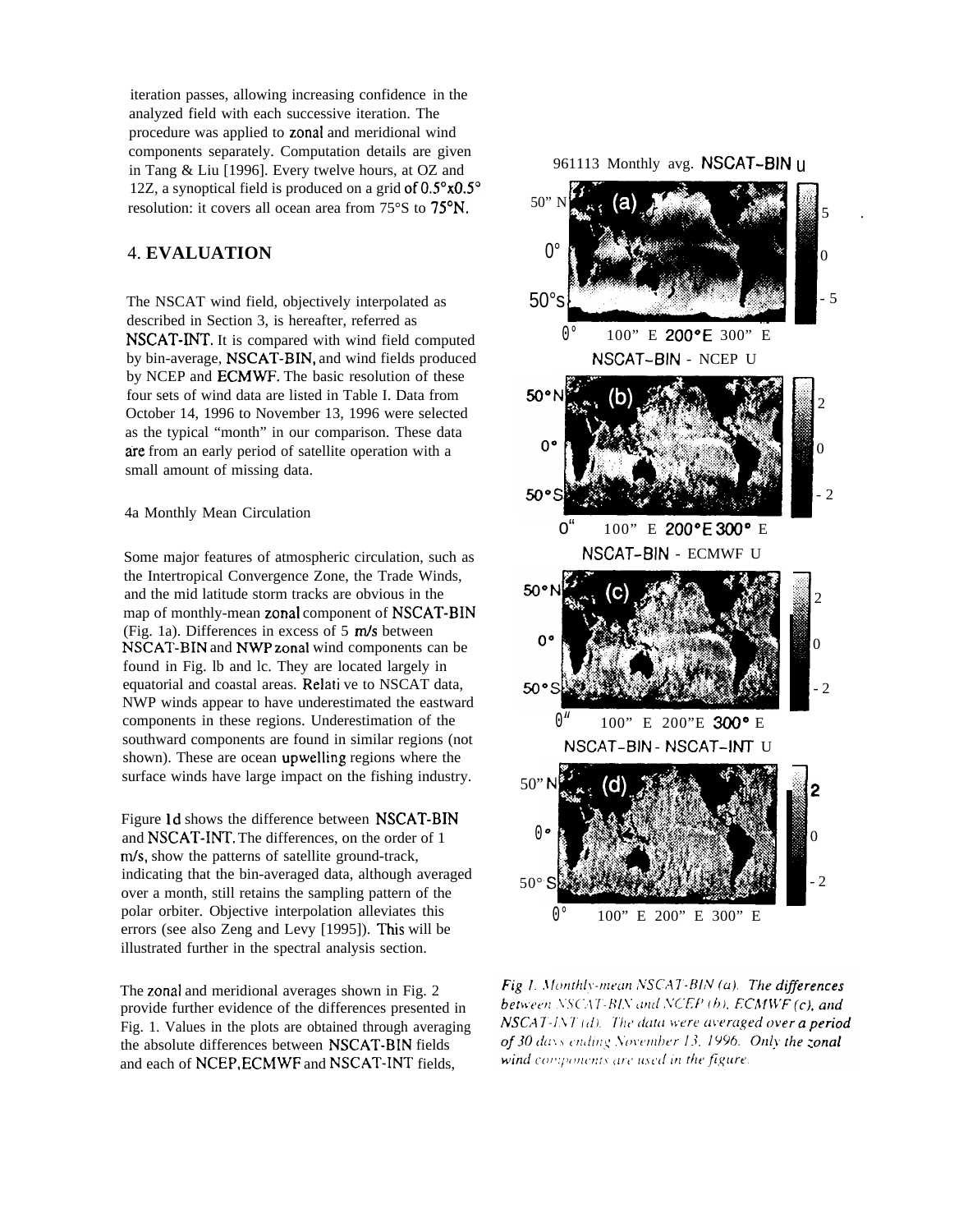iteration passes, allowing increasing confidence in the analyzed field with each successive iteration. The procedure was applied to zonal and meridional wind components separately. Computation details are given in Tang & Liu [1996]. Every twelve hours, at OZ and 12Z, a synoptical field is produced on a grid of 0.5°x0.5° resolution: it covers all ocean area from 75°S to 75°N.

## 4. EVALUATION

The NSCAT wind field, objectively interpolated as described in Section 3, is hereafter, referred as NSCAT-INT. It is compared with wind field computed by bin-average, NSCAT-BIN, and wind fields produced by NCEP and ECMWF. The basic resolution of these four sets of wind data are listed in Table I. Data from October 14, 1996 to November 13, 1996 were selected as the typical "month" in our comparison. These data are from an early period of satellite operation with a small amount of missing data.

### 4a Monthly Mean Circulation

Some major features of atmospheric circulation, such as the Intertropical Convergence Zone, the Trade Winds, and the mid latitude storm tracks are obvious in the map of monthly-mean zonal component of NSCAT-BIN (Fig. 1a). Differences in excess of 5 m/s between NSCAT-BIN and NWP zonal wind components can be found in Fig. lb and lc. They are located largely in equatorial and coastal areas. Relative to NSCAT data, NWP winds appear to have underestimated the eastward components in these regions. Underestimation of the southward components are found in similar regions (not shown). These are ocean upwelling regions where the surface winds have large impact on the fishing industry.

Figure 1d shows the difference between NSCAT-BIN and NSCAT-INT. The differences, on the order of 1 m/s, show the patterns of satellite ground-track, indicating that the bin-averaged data, although averaged over a month, still retains the sampling pattern of the polar orbiter. Objective interpolation alleviates this errors (see also Zeng and Levy [1995]). This will be illustrated further in the spectral analysis section.

The zonal and meridional averages shown in Fig. 2 provide further evidence of the differences presented in Fig. 1. Values in the plots are obtained through averaging the absolute differences between NSCAT-BIN fields and each of NCEP, ECMWF and NSCAT-INT fields,

*Fig 1. Monthly-mean NSCAT-BIN (a). The differences between NSCAT-BIN and NCEP (b), ECMWF (c), and NSCAT-INT (d). The data were averaged over a period of 30 days ending November 13, 1996. Only the zonal wind components are used in the figure.*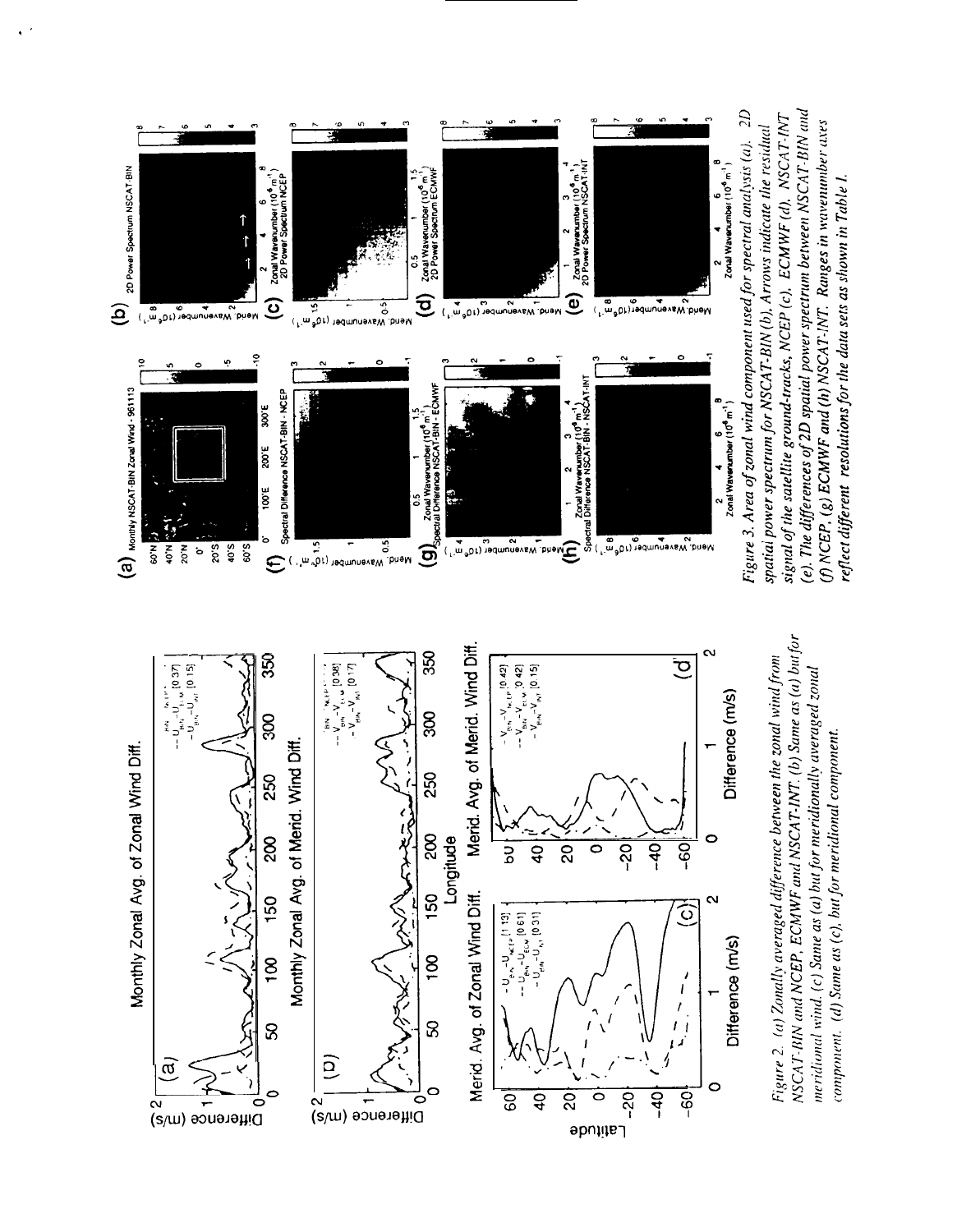*Figure 2. (a) Zonally averaged difference between the zonal wind from NSCAT-BIN and NCEP, ECMWF and NSCAT-INT. (b) Same as (a) but for meridional wind. (c) Same as (a) but for meridionally averaged zonal component. (d) Same as (c), but for meridional component.*

*Figure 3. Area of zonal wind component used for spectral analysis (a). 2D spatial power spectrum for NSCAT-BIN (b). Arrows indicate the residual signal of the satellite ground-tracks, NCEP (c), ECMWF (d), NSCAT-INT (e). The differences of 2D spatial power spectrum between NSCAT-BIN and (f) NCEP, (g) ECMWF and (h) NSCAT-INT. Ranges in wavenumber axes reflect different resolutions for the data sets as shown in Table 1.*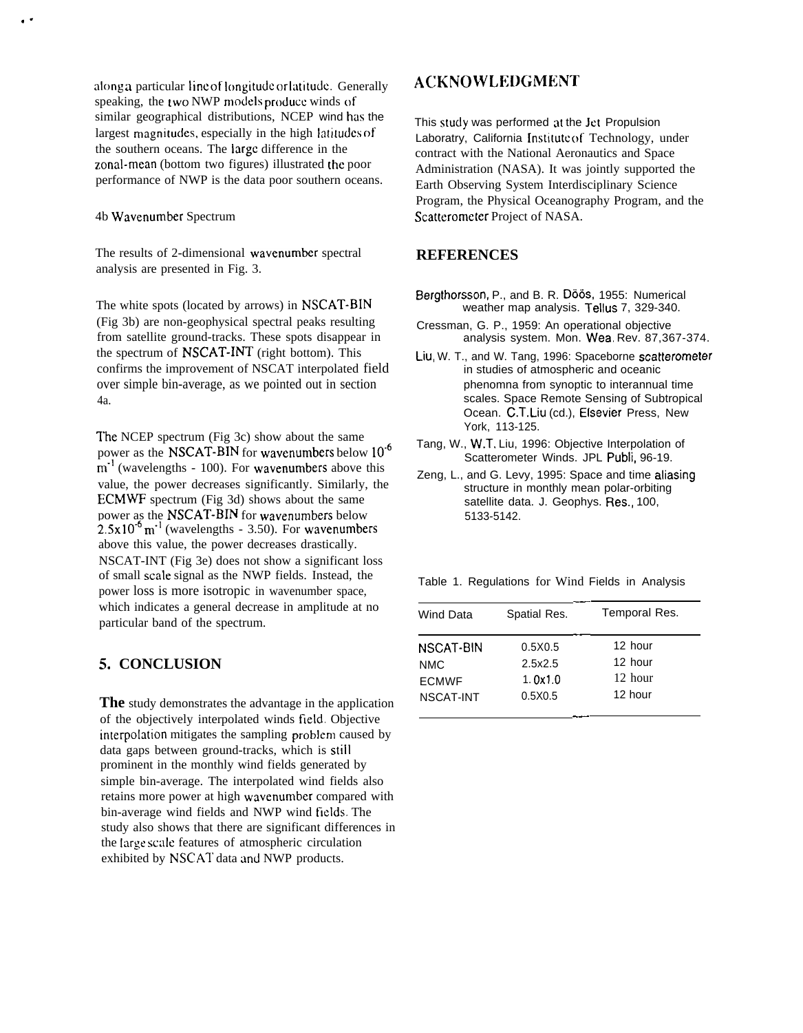along a particular line of longitude or latitude. Generally speaking, the two NWP models produce winds of similar geographical distributions, NCEP wind has the largest magnitudes, especially in the high latitudes of the southern oceans. The large difference in the zonal-mean (bottom two figures) illustrated the poor performance of NWP is the data poor southern oceans.

4b Wavenumber Spectrum

The results of 2-dimensional wavenumber spectral analysis are presented in Fig. 3.

The white spots (located by arrows) in NSCAT-BIN (Fig 3b) are non-geophysical spectral peaks resulting from satellite ground-tracks. These spots disappear in the spectrum of NSCAT-INT (right bottom). This confirms the improvement of NSCAT interpolated field over simple bin-average, as we pointed out in section 4a.

The NCEP spectrum (Fig 3c) show about the same power as the NSCAT-BIN for wavenumbers below $10^{-6}$ $m^{-1}$ (wavelengths - 100). For wavenumbers above this value, the power decreases significantly. Similarly, the ECMWF spectrum (Fig 3d) shows about the same power as the NSCAT-BIN for wavenumbers below $2.5 \times 10^{-6}$ $m^{-1}$ (wavelengths - 3.50). For wavenumbers above this value, the power decreases drastically. NSCAT-INT (Fig 3e) does not show a significant loss of small scale signal as the NWP fields. Instead, the power loss is more isotropic in wavenumber space, which indicates a general decrease in amplitude at no particular band of the spectrum.

## 5. CONCLUSION

**The** study demonstrates the advantage in the application of the objectively interpolated winds field. Objective interpolation mitigates the sampling problem caused by data gaps between ground-tracks, which is still prominent in the monthly wind fields generated by simple bin-average. The interpolated wind fields also retains more power at high wavenumber compared with bin-average wind fields and NWP wind fields. The study also shows that there are significant differences in the large scale features of atmospheric circulation exhibited by NSCAT data and NWP products.

## ACKNOWLEDGMENT

This study was performed at the Jet Propulsion Laboratry, California Institute of Technology, under contract with the National Aeronautics and Space Administration (NASA). It was jointly supported the Earth Observing System Interdisciplinary Science Program, the Physical Oceanography Program, and the Scatterometer Project of NASA.

## REFERENCES

Bergthorsson, P., and B. R. Döös, 1955: Numerical weather map analysis. Tellus 7, 329-340.

Cressman, G. P., 1959: An operational objective analysis system. Mon. Wea. Rev. 87,367-374.

Liu, W. T., and W. Tang, 1996: Spaceborne scatterometer in studies of atmospheric and oceanic phenomna from synoptic to interannual time scales. Space Remote Sensing of Subtropical Ocean. C.T.Liu (cd.), Elsevier Press, New York, 113-125.

Tang, W., W.T. Liu, 1996: Objective Interpolation of Scatterometer Winds. JPL Publi, 96-19.

Zeng, L., and G. Levy, 1995: Space and time aliasing structure in monthly mean polar-orbiting satellite data. J. Geophys. Res., 100, 5133-5142.

Table 1. Regulations for Wind Fields in Analysis

| Wind Data | Spatial Res. | Temporal Res. |
|---|---|---|
| NSCAT-BIN | 0.5X0.5 | 12 hour |
| NMC | 2.5x2.5 | 12 hour |
| ECMWF | 1.0x1.0 | 12 hour |
| NSCAT-INT | 0.5X0.5 | 12 hour |